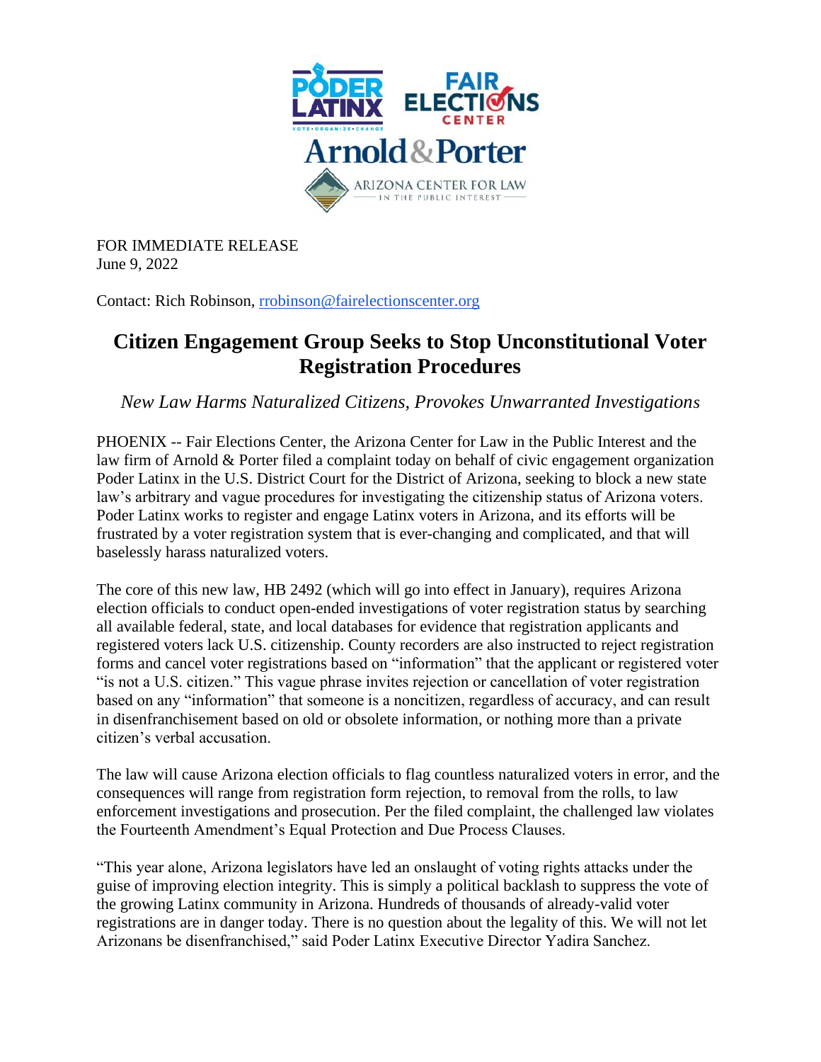FOR IMMEDIATE RELEASE
June 9, 2022

Contact: Rich Robinson, rrobinson@fairelectionscenter.org

# Citizen Engagement Group Seeks to Stop Unconstitutional Voter Registration Procedures

*New Law Harms Naturalized Citizens, Provokes Unwarranted Investigations*

PHOENIX -- Fair Elections Center, the Arizona Center for Law in the Public Interest and the law firm of Arnold & Porter filed a complaint today on behalf of civic engagement organization Poder Latinx in the U.S. District Court for the District of Arizona, seeking to block a new state law's arbitrary and vague procedures for investigating the citizenship status of Arizona voters. Poder Latinx works to register and engage Latinx voters in Arizona, and its efforts will be frustrated by a voter registration system that is ever-changing and complicated, and that will baselessly harass naturalized voters.

The core of this new law, HB 2492 (which will go into effect in January), requires Arizona election officials to conduct open-ended investigations of voter registration status by searching all available federal, state, and local databases for evidence that registration applicants and registered voters lack U.S. citizenship. County recorders are also instructed to reject registration forms and cancel voter registrations based on "information" that the applicant or registered voter "is not a U.S. citizen." This vague phrase invites rejection or cancellation of voter registration based on any "information" that someone is a noncitizen, regardless of accuracy, and can result in disenfranchisement based on old or obsolete information, or nothing more than a private citizen's verbal accusation.

The law will cause Arizona election officials to flag countless naturalized voters in error, and the consequences will range from registration form rejection, to removal from the rolls, to law enforcement investigations and prosecution. Per the filed complaint, the challenged law violates the Fourteenth Amendment's Equal Protection and Due Process Clauses.

"This year alone, Arizona legislators have led an onslaught of voting rights attacks under the guise of improving election integrity. This is simply a political backlash to suppress the vote of the growing Latinx community in Arizona. Hundreds of thousands of already-valid voter registrations are in danger today. There is no question about the legality of this. We will not let Arizonans be disenfranchised," said Poder Latinx Executive Director Yadira Sanchez.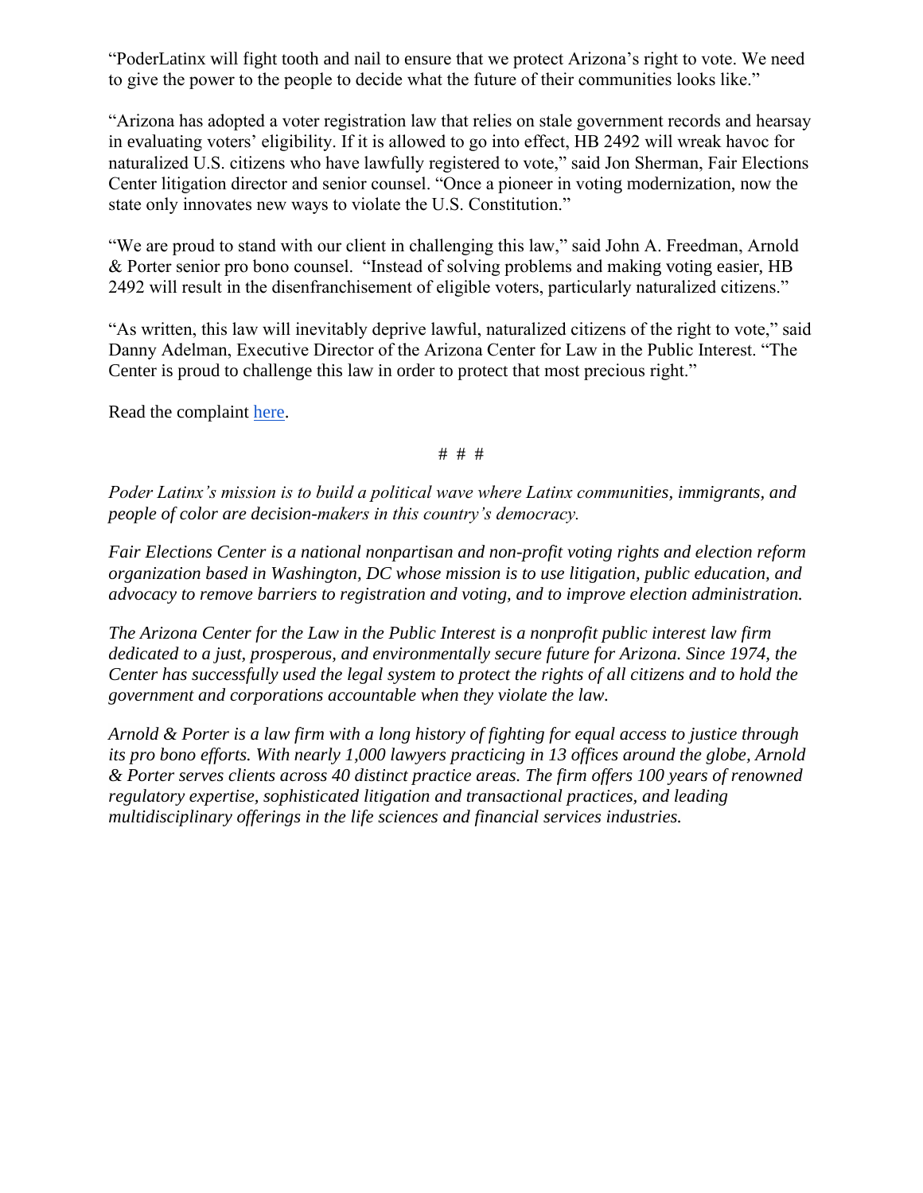"PoderLatinx will fight tooth and nail to ensure that we protect Arizona's right to vote. We need to give the power to the people to decide what the future of their communities looks like."

"Arizona has adopted a voter registration law that relies on stale government records and hearsay in evaluating voters' eligibility. If it is allowed to go into effect, HB 2492 will wreak havoc for naturalized U.S. citizens who have lawfully registered to vote," said Jon Sherman, Fair Elections Center litigation director and senior counsel. "Once a pioneer in voting modernization, now the state only innovates new ways to violate the U.S. Constitution."

"We are proud to stand with our client in challenging this law," said John A. Freedman, Arnold & Porter senior pro bono counsel. "Instead of solving problems and making voting easier, HB 2492 will result in the disenfranchisement of eligible voters, particularly naturalized citizens."

"As written, this law will inevitably deprive lawful, naturalized citizens of the right to vote," said Danny Adelman, Executive Director of the Arizona Center for Law in the Public Interest. "The Center is proud to challenge this law in order to protect that most precious right."

Read the complaint here.

# # #

*Poder Latinx's mission is to build a political wave where Latinx communities, immigrants, and people of color are decision-makers in this country's democracy.*

*Fair Elections Center is a national nonpartisan and non-profit voting rights and election reform organization based in Washington, DC whose mission is to use litigation, public education, and advocacy to remove barriers to registration and voting, and to improve election administration.*

*The Arizona Center for the Law in the Public Interest is a nonprofit public interest law firm dedicated to a just, prosperous, and environmentally secure future for Arizona. Since 1974, the Center has successfully used the legal system to protect the rights of all citizens and to hold the government and corporations accountable when they violate the law.*

*Arnold & Porter is a law firm with a long history of fighting for equal access to justice through its pro bono efforts. With nearly 1,000 lawyers practicing in 13 offices around the globe, Arnold & Porter serves clients across 40 distinct practice areas. The firm offers 100 years of renowned regulatory expertise, sophisticated litigation and transactional practices, and leading multidisciplinary offerings in the life sciences and financial services industries.*